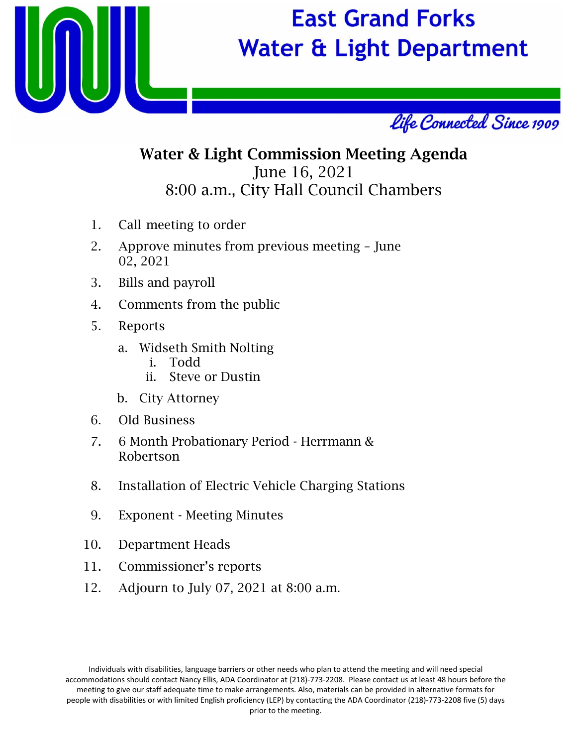# East Grand Forks Water & Light Department

*Life Connected Since 1909*

## Water & Light Commission Meeting Agenda

June 16, 2021
8:00 a.m., City Hall Council Chambers

1. Call meeting to order
2. Approve minutes from previous meeting – June 02, 2021
3. Bills and payroll
4. Comments from the public
5. Reports
   a. Widseth Smith Nolting
      i. Todd
      ii. Steve or Dustin
   b. City Attorney
6. Old Business
7. 6 Month Probationary Period - Herrmann & Robertson
8. Installation of Electric Vehicle Charging Stations
9. Exponent - Meeting Minutes
10. Department Heads
11. Commissioner's reports
12. Adjourn to July 07, 2021 at 8:00 a.m.

Individuals with disabilities, language barriers or other needs who plan to attend the meeting and will need special accommodations should contact Nancy Ellis, ADA Coordinator at (218)-773-2208. Please contact us at least 48 hours before the meeting to give our staff adequate time to make arrangements. Also, materials can be provided in alternative formats for people with disabilities or with limited English proficiency (LEP) by contacting the ADA Coordinator (218)-773-2208 five (5) days prior to the meeting.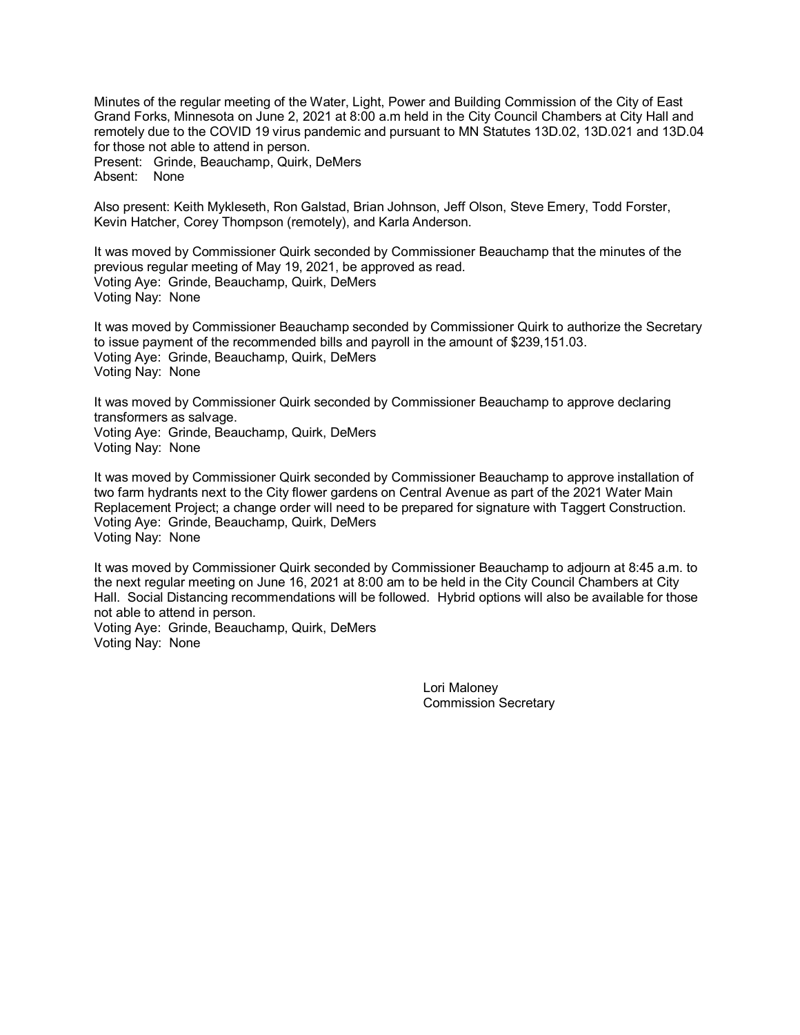Minutes of the regular meeting of the Water, Light, Power and Building Commission of the City of East Grand Forks, Minnesota on June 2, 2021 at 8:00 a.m held in the City Council Chambers at City Hall and remotely due to the COVID 19 virus pandemic and pursuant to MN Statutes 13D.02, 13D.021 and 13D.04 for those not able to attend in person.

Present: Grinde, Beauchamp, Quirk, DeMers
Absent: None

Also present: Keith Mykleseth, Ron Galstad, Brian Johnson, Jeff Olson, Steve Emery, Todd Forster, Kevin Hatcher, Corey Thompson (remotely), and Karla Anderson.

It was moved by Commissioner Quirk seconded by Commissioner Beauchamp that the minutes of the previous regular meeting of May 19, 2021, be approved as read.
Voting Aye: Grinde, Beauchamp, Quirk, DeMers
Voting Nay: None

It was moved by Commissioner Beauchamp seconded by Commissioner Quirk to authorize the Secretary to issue payment of the recommended bills and payroll in the amount of $239,151.03.
Voting Aye: Grinde, Beauchamp, Quirk, DeMers
Voting Nay: None

It was moved by Commissioner Quirk seconded by Commissioner Beauchamp to approve declaring transformers as salvage.
Voting Aye: Grinde, Beauchamp, Quirk, DeMers
Voting Nay: None

It was moved by Commissioner Quirk seconded by Commissioner Beauchamp to approve installation of two farm hydrants next to the City flower gardens on Central Avenue as part of the 2021 Water Main Replacement Project; a change order will need to be prepared for signature with Taggert Construction.
Voting Aye: Grinde, Beauchamp, Quirk, DeMers
Voting Nay: None

It was moved by Commissioner Quirk seconded by Commissioner Beauchamp to adjourn at 8:45 a.m. to the next regular meeting on June 16, 2021 at 8:00 am to be held in the City Council Chambers at City Hall. Social Distancing recommendations will be followed. Hybrid options will also be available for those not able to attend in person.
Voting Aye: Grinde, Beauchamp, Quirk, DeMers
Voting Nay: None

Lori Maloney
Commission Secretary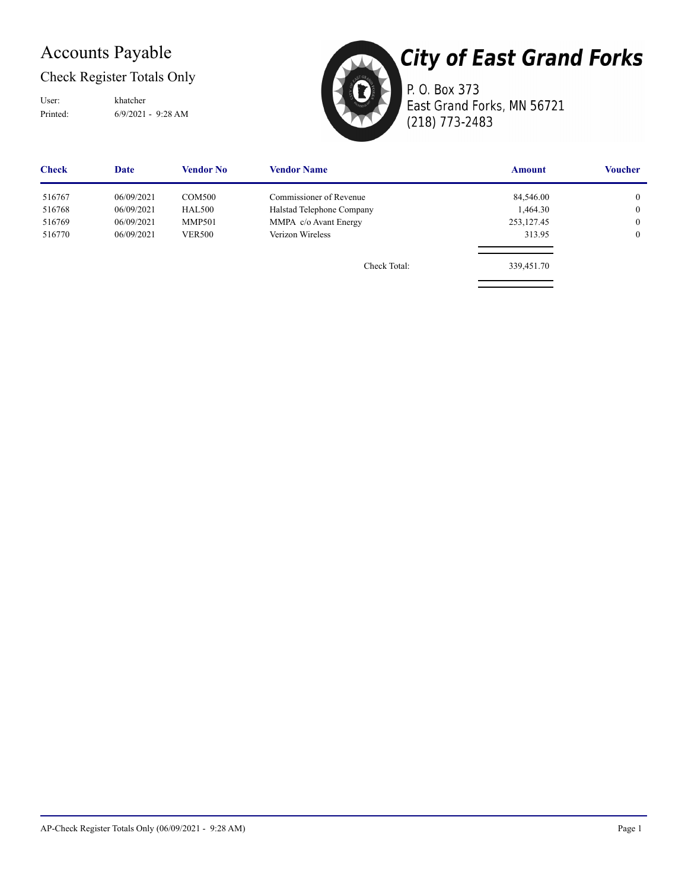# Accounts Payable

## Check Register Totals Only

User: khatcher
Printed: 6/9/2021 - 9:28 AM

**City of East Grand Forks**
P. O. Box 373
East Grand Forks, MN 56721
(218) 773-2483

| Check | Date | Vendor No | Vendor Name | Amount | Voucher |
|---|---|---|---|---|---|
| 516767 | 06/09/2021 | COM500 | Commissioner of Revenue | 84,546.00 | 0 |
| 516768 | 06/09/2021 | HAL500 | Halstad Telephone Company | 1,464.30 | 0 |
| 516769 | 06/09/2021 | MMP501 | MMPA c/o Avant Energy | 253,127.45 | 0 |
| 516770 | 06/09/2021 | VER500 | Verizon Wireless | 313.95 | 0 |
| | | | Check Total: | 339,451.70 | |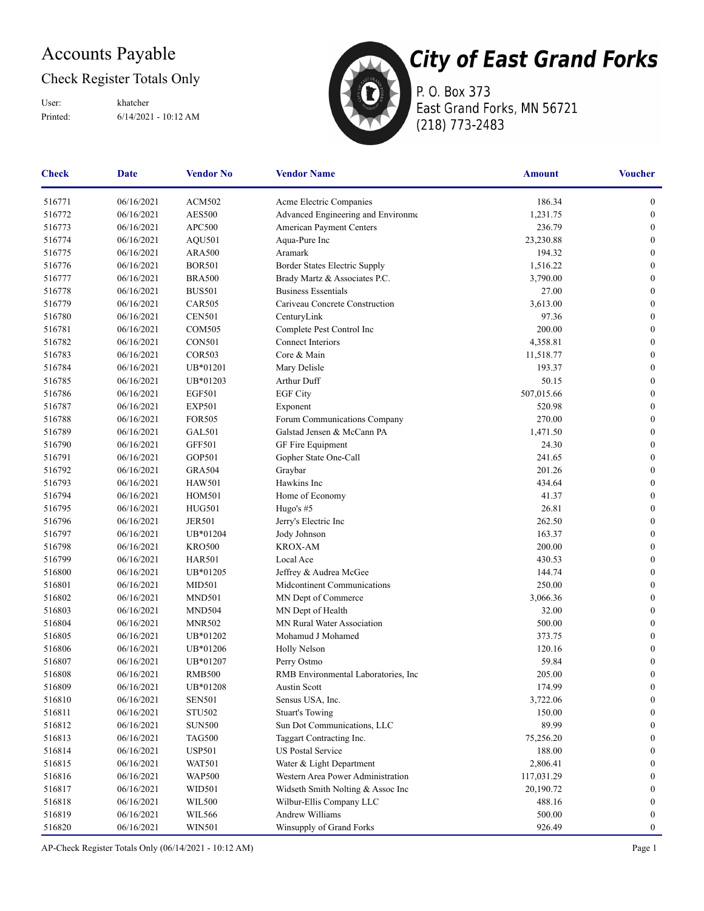# Accounts Payable

## Check Register Totals Only

User: khatcher
Printed: 6/14/2021 - 10:12 AM

**City of East Grand Forks**
P. O. Box 373
East Grand Forks, MN 56721
(218) 773-2483

| Check | Date | Vendor No | Vendor Name | Amount | Voucher |
|---|---|---|---|---|---|
| 516771 | 06/16/2021 | ACM502 | Acme Electric Companies | 186.34 | 0 |
| 516772 | 06/16/2021 | AES500 | Advanced Engineering and Environme | 1,231.75 | 0 |
| 516773 | 06/16/2021 | APC500 | American Payment Centers | 236.79 | 0 |
| 516774 | 06/16/2021 | AQU501 | Aqua-Pure Inc | 23,230.88 | 0 |
| 516775 | 06/16/2021 | ARA500 | Aramark | 194.32 | 0 |
| 516776 | 06/16/2021 | BOR501 | Border States Electric Supply | 1,516.22 | 0 |
| 516777 | 06/16/2021 | BRA500 | Brady Martz & Associates P.C. | 3,790.00 | 0 |
| 516778 | 06/16/2021 | BUS501 | Business Essentials | 27.00 | 0 |
| 516779 | 06/16/2021 | CAR505 | Cariveau Concrete Construction | 3,613.00 | 0 |
| 516780 | 06/16/2021 | CEN501 | CenturyLink | 97.36 | 0 |
| 516781 | 06/16/2021 | COM505 | Complete Pest Control Inc | 200.00 | 0 |
| 516782 | 06/16/2021 | CON501 | Connect Interiors | 4,358.81 | 0 |
| 516783 | 06/16/2021 | COR503 | Core & Main | 11,518.77 | 0 |
| 516784 | 06/16/2021 | UB*01201 | Mary Delisle | 193.37 | 0 |
| 516785 | 06/16/2021 | UB*01203 | Arthur Duff | 50.15 | 0 |
| 516786 | 06/16/2021 | EGF501 | EGF City | 507,015.66 | 0 |
| 516787 | 06/16/2021 | EXP501 | Exponent | 520.98 | 0 |
| 516788 | 06/16/2021 | FOR505 | Forum Communications Company | 270.00 | 0 |
| 516789 | 06/16/2021 | GAL501 | Galstad Jensen & McCann PA | 1,471.50 | 0 |
| 516790 | 06/16/2021 | GFF501 | GF Fire Equipment | 24.30 | 0 |
| 516791 | 06/16/2021 | GOP501 | Gopher State One-Call | 241.65 | 0 |
| 516792 | 06/16/2021 | GRA504 | Graybar | 201.26 | 0 |
| 516793 | 06/16/2021 | HAW501 | Hawkins Inc | 434.64 | 0 |
| 516794 | 06/16/2021 | HOM501 | Home of Economy | 41.37 | 0 |
| 516795 | 06/16/2021 | HUG501 | Hugo's #5 | 26.81 | 0 |
| 516796 | 06/16/2021 | JER501 | Jerry's Electric Inc | 262.50 | 0 |
| 516797 | 06/16/2021 | UB*01204 | Jody Johnson | 163.37 | 0 |
| 516798 | 06/16/2021 | KRO500 | KROX-AM | 200.00 | 0 |
| 516799 | 06/16/2021 | HAR501 | Local Ace | 430.53 | 0 |
| 516800 | 06/16/2021 | UB*01205 | Jeffrey & Audrea McGee | 144.74 | 0 |
| 516801 | 06/16/2021 | MID501 | Midcontinent Communications | 250.00 | 0 |
| 516802 | 06/16/2021 | MND501 | MN Dept of Commerce | 3,066.36 | 0 |
| 516803 | 06/16/2021 | MND504 | MN Dept of Health | 32.00 | 0 |
| 516804 | 06/16/2021 | MNR502 | MN Rural Water Association | 500.00 | 0 |
| 516805 | 06/16/2021 | UB*01202 | Mohamud J Mohamed | 373.75 | 0 |
| 516806 | 06/16/2021 | UB*01206 | Holly Nelson | 120.16 | 0 |
| 516807 | 06/16/2021 | UB*01207 | Perry Ostmo | 59.84 | 0 |
| 516808 | 06/16/2021 | RMB500 | RMB Environmental Laboratories, Inc | 205.00 | 0 |
| 516809 | 06/16/2021 | UB*01208 | Austin Scott | 174.99 | 0 |
| 516810 | 06/16/2021 | SEN501 | Sensus USA, Inc. | 3,722.06 | 0 |
| 516811 | 06/16/2021 | STU502 | Stuart's Towing | 150.00 | 0 |
| 516812 | 06/16/2021 | SUN500 | Sun Dot Communications, LLC | 89.99 | 0 |
| 516813 | 06/16/2021 | TAG500 | Taggart Contracting Inc. | 75,256.20 | 0 |
| 516814 | 06/16/2021 | USP501 | US Postal Service | 188.00 | 0 |
| 516815 | 06/16/2021 | WAT501 | Water & Light Department | 2,806.41 | 0 |
| 516816 | 06/16/2021 | WAP500 | Western Area Power Administration | 117,031.29 | 0 |
| 516817 | 06/16/2021 | WID501 | Widseth Smith Nolting & Assoc Inc | 20,190.72 | 0 |
| 516818 | 06/16/2021 | WIL500 | Wilbur-Ellis Company LLC | 488.16 | 0 |
| 516819 | 06/16/2021 | WIL566 | Andrew Williams | 500.00 | 0 |
| 516820 | 06/16/2021 | WIN501 | Winsupply of Grand Forks | 926.49 | 0 |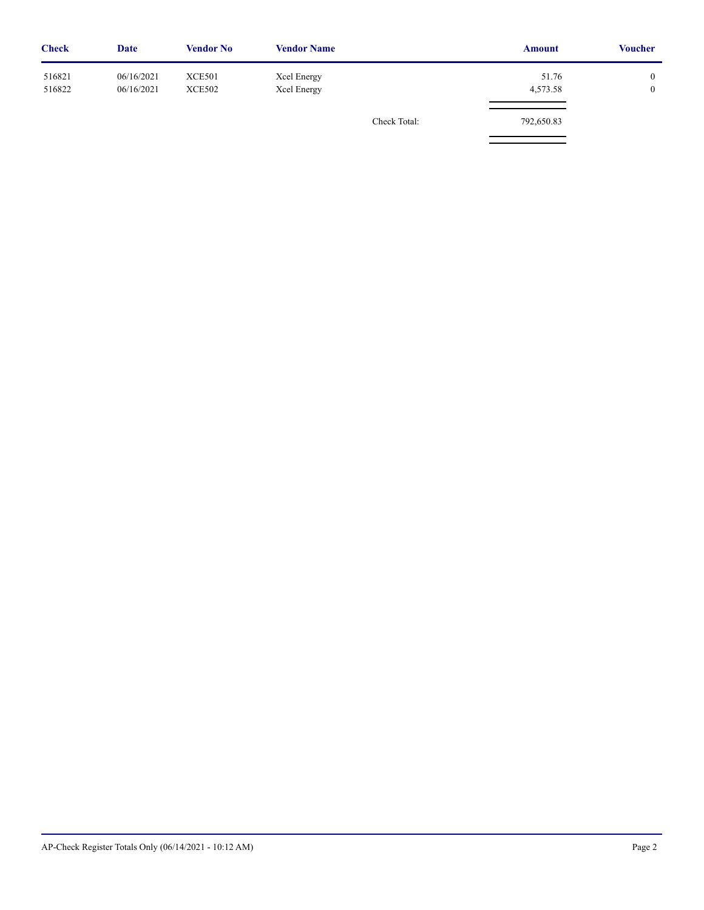| Check | Date | Vendor No | Vendor Name | | Amount | Voucher |
|---|---|---|---|---|---|---|
| 516821 | 06/16/2021 | XCE501 | Xcel Energy | | 51.76 | 0 |
| 516822 | 06/16/2021 | XCE502 | Xcel Energy | | 4,573.58 | 0 |
| | | | | Check Total: | 792,650.83 | |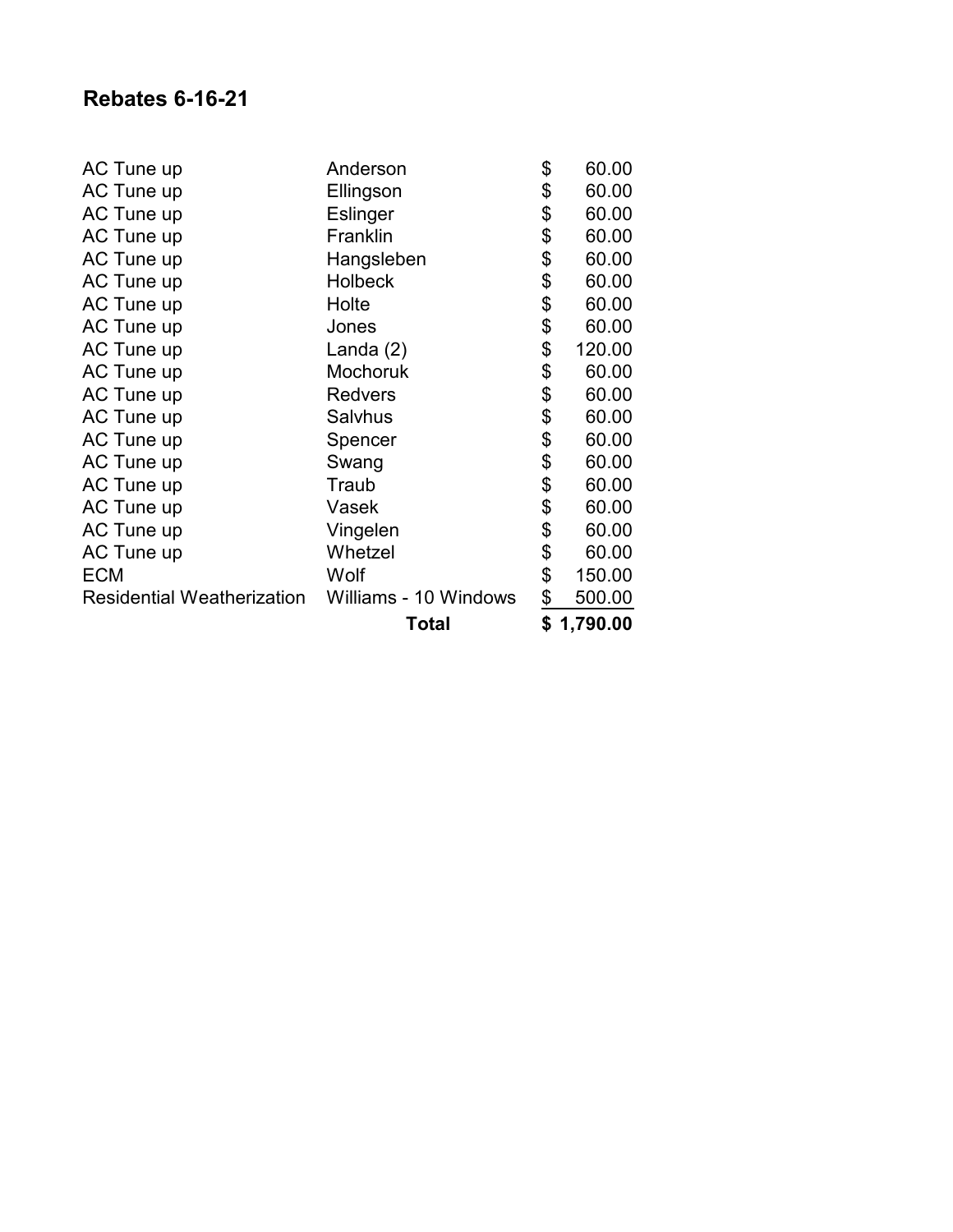## Rebates 6-16-21

| | | |
|---|---|---|
| AC Tune up | Anderson | $ 60.00 |
| AC Tune up | Ellingson | $ 60.00 |
| AC Tune up | Eslinger | $ 60.00 |
| AC Tune up | Franklin | $ 60.00 |
| AC Tune up | Hangsleben | $ 60.00 |
| AC Tune up | Holbeck | $ 60.00 |
| AC Tune up | Holte | $ 60.00 |
| AC Tune up | Jones | $ 60.00 |
| AC Tune up | Landa (2) | $ 120.00 |
| AC Tune up | Mochoruk | $ 60.00 |
| AC Tune up | Redvers | $ 60.00 |
| AC Tune up | Salvhus | $ 60.00 |
| AC Tune up | Spencer | $ 60.00 |
| AC Tune up | Swang | $ 60.00 |
| AC Tune up | Traub | $ 60.00 |
| AC Tune up | Vasek | $ 60.00 |
| AC Tune up | Vingelen | $ 60.00 |
| AC Tune up | Whetzel | $ 60.00 |
| ECM | Wolf | $ 150.00 |
| Residential Weatherization | Williams - 10 Windows | $ 500.00 |
| | **Total** | **$ 1,790.00** |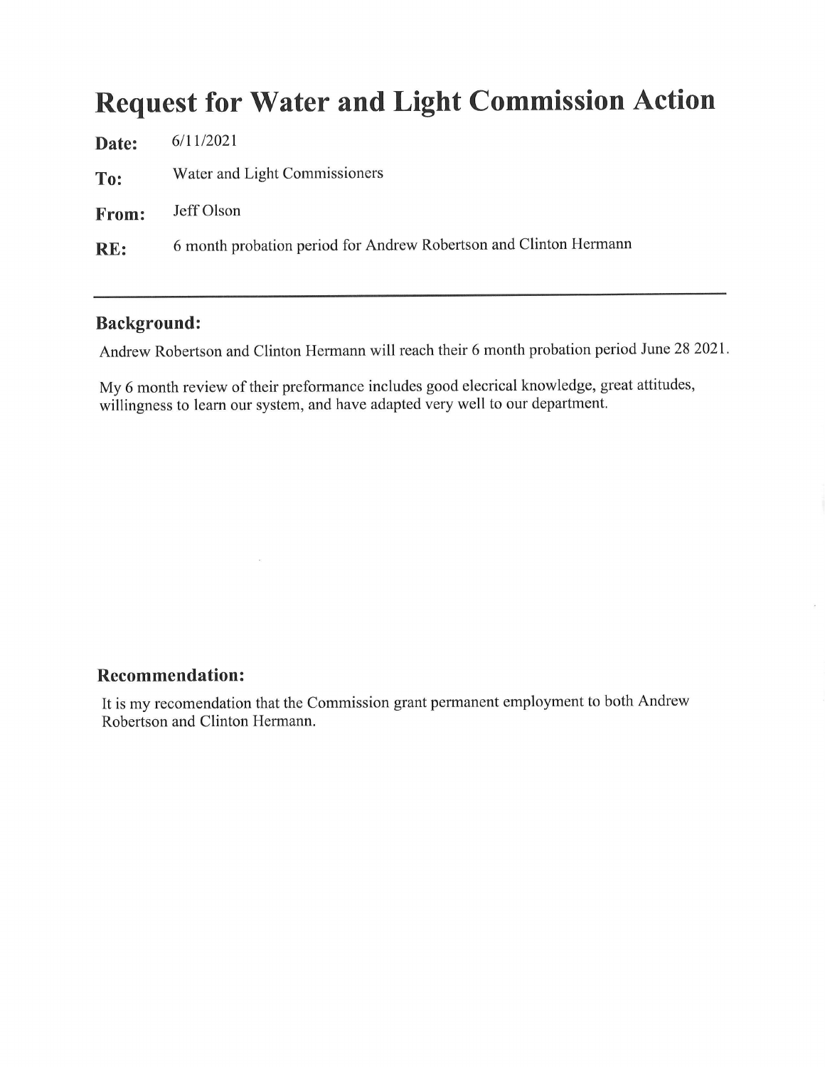# Request for Water and Light Commission Action

**Date:** 6/11/2021

**To:** Water and Light Commissioners

**From:** Jeff Olson

**RE:** 6 month probation period for Andrew Robertson and Clinton Hermann

---

### Background:

Andrew Robertson and Clinton Hermann will reach their 6 month probation period June 28 2021.

My 6 month review of their preformance includes good elecrical knowledge, great attitudes, willingness to learn our system, and have adapted very well to our department.

### Recommendation:

It is my recomendation that the Commission grant permanent employment to both Andrew Robertson and Clinton Hermann.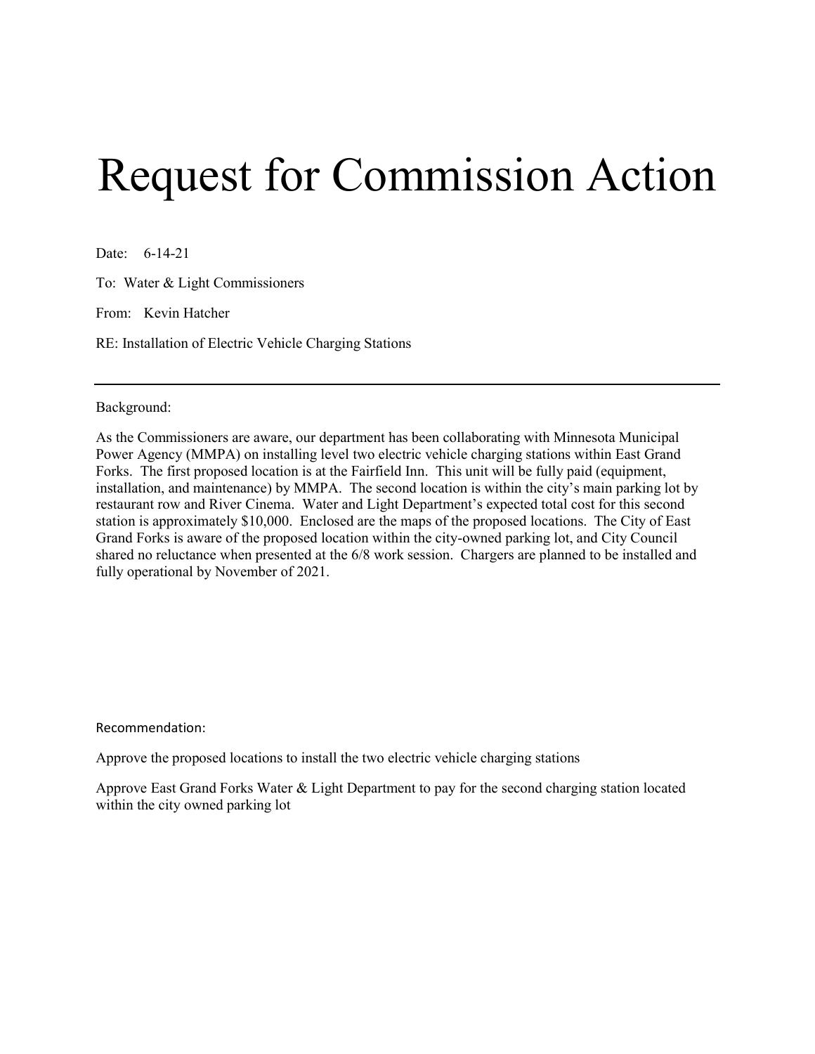# Request for Commission Action

Date: 6-14-21

To: Water & Light Commissioners

From: Kevin Hatcher

RE: Installation of Electric Vehicle Charging Stations

---

Background:

As the Commissioners are aware, our department has been collaborating with Minnesota Municipal Power Agency (MMPA) on installing level two electric vehicle charging stations within East Grand Forks. The first proposed location is at the Fairfield Inn. This unit will be fully paid (equipment, installation, and maintenance) by MMPA. The second location is within the city's main parking lot by restaurant row and River Cinema. Water and Light Department's expected total cost for this second station is approximately $10,000. Enclosed are the maps of the proposed locations. The City of East Grand Forks is aware of the proposed location within the city-owned parking lot, and City Council shared no reluctance when presented at the 6/8 work session. Chargers are planned to be installed and fully operational by November of 2021.

Recommendation:

Approve the proposed locations to install the two electric vehicle charging stations

Approve East Grand Forks Water & Light Department to pay for the second charging station located within the city owned parking lot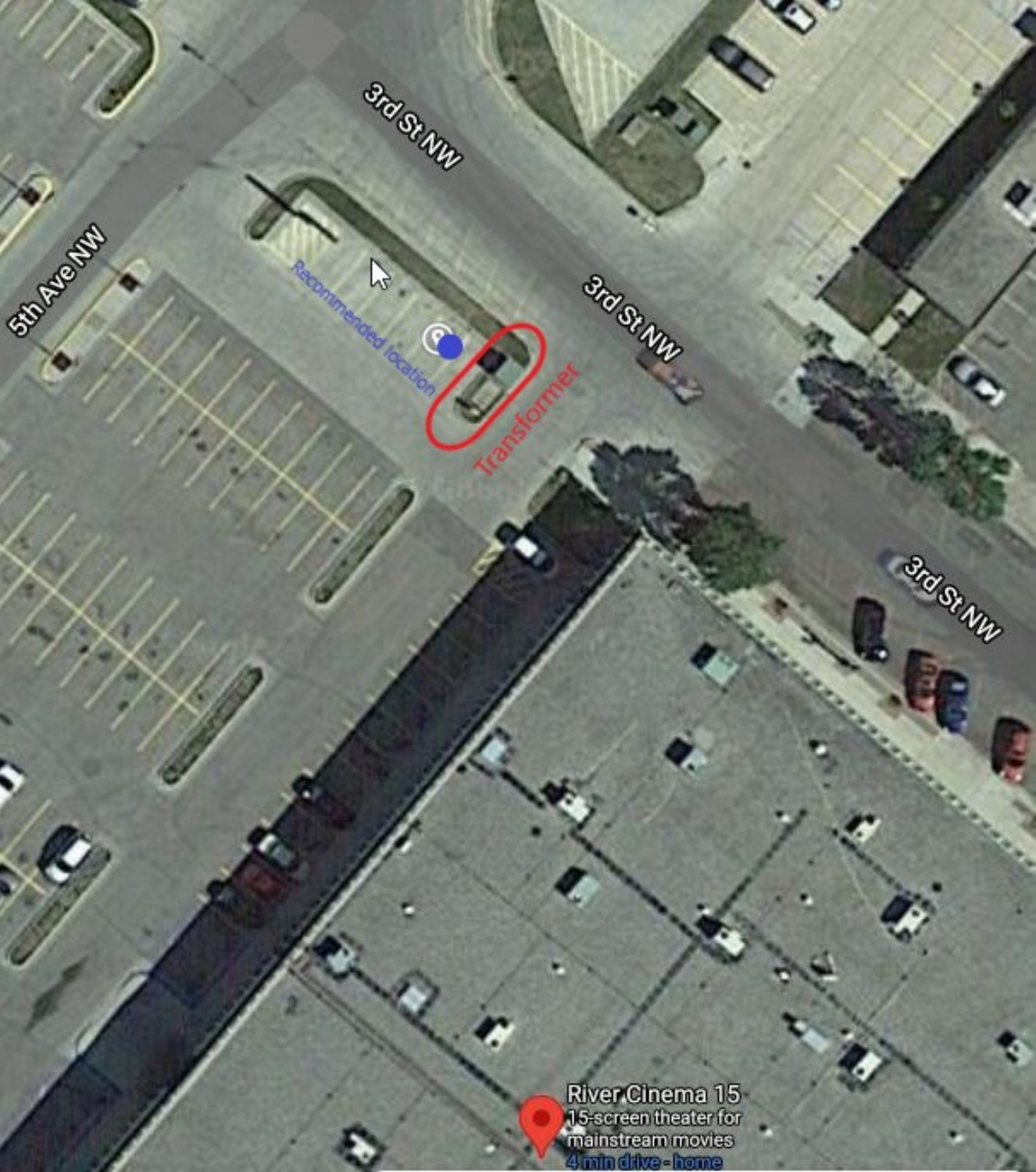3rd St NW

5th Ave NW

Recommended location

Transformer

River Cinema 15
15-screen theater for mainstream movies
4 min drive - home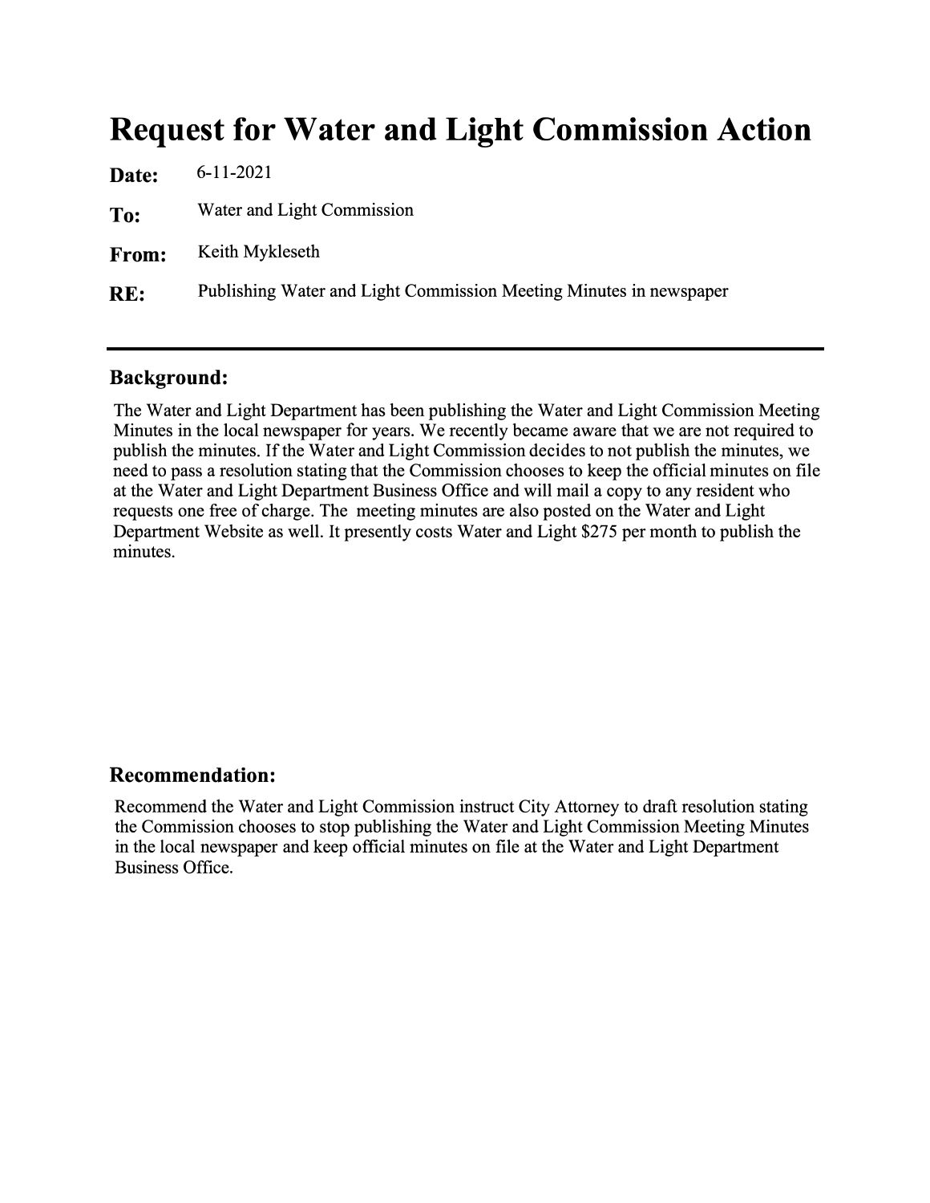# Request for Water and Light Commission Action

**Date:** 6-11-2021

**To:** Water and Light Commission

**From:** Keith Mykleseth

**RE:** Publishing Water and Light Commission Meeting Minutes in newspaper

---

## Background:

The Water and Light Department has been publishing the Water and Light Commission Meeting Minutes in the local newspaper for years. We recently became aware that we are not required to publish the minutes. If the Water and Light Commission decides to not publish the minutes, we need to pass a resolution stating that the Commission chooses to keep the official minutes on file at the Water and Light Department Business Office and will mail a copy to any resident who requests one free of charge. The meeting minutes are also posted on the Water and Light Department Website as well. It presently costs Water and Light $275 per month to publish the minutes.

## Recommendation:

Recommend the Water and Light Commission instruct City Attorney to draft resolution stating the Commission chooses to stop publishing the Water and Light Commission Meeting Minutes in the local newspaper and keep official minutes on file at the Water and Light Department Business Office.